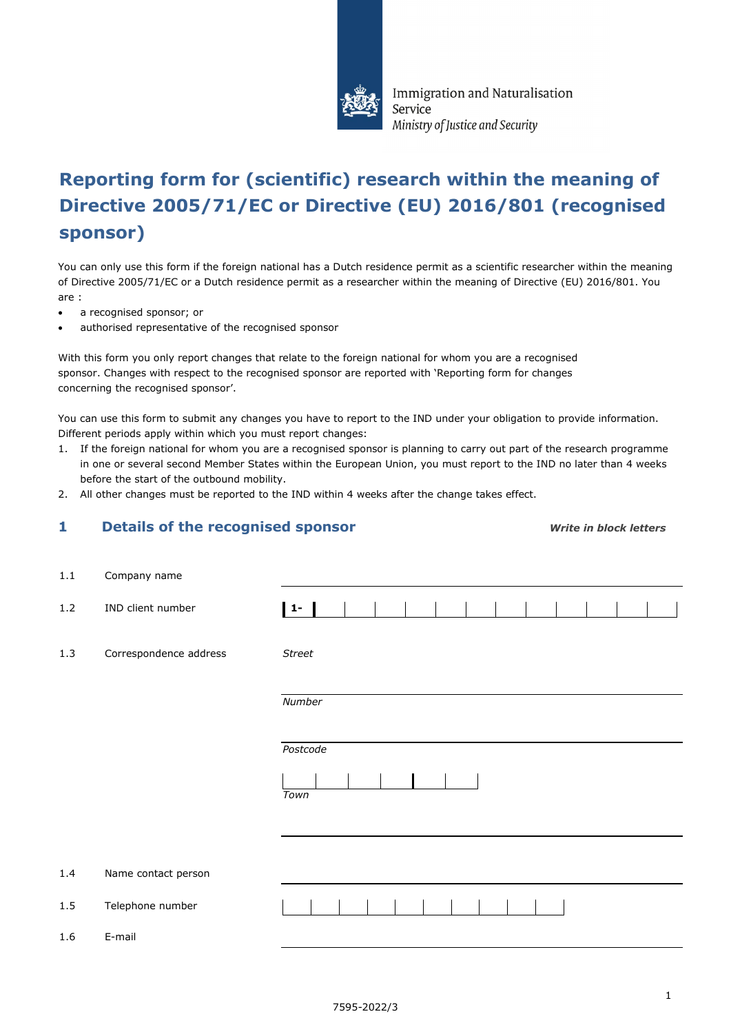Immigration and Naturalisation Service
*Ministry of Justice and Security*

# Reporting form for (scientific) research within the meaning of Directive 2005/71/EC or Directive (EU) 2016/801 (recognised sponsor)

You can only use this form if the foreign national has a Dutch residence permit as a scientific researcher within the meaning of Directive 2005/71/EC or a Dutch residence permit as a researcher within the meaning of Directive (EU) 2016/801. You are :

- a recognised sponsor; or
- authorised representative of the recognised sponsor

With this form you only report changes that relate to the foreign national for whom you are a recognised sponsor. Changes with respect to the recognised sponsor are reported with 'Reporting form for changes concerning the recognised sponsor'.

You can use this form to submit any changes you have to report to the IND under your obligation to provide information. Different periods apply within which you must report changes:

1. If the foreign national for whom you are a recognised sponsor is planning to carry out part of the research programme in one or several second Member States within the European Union, you must report to the IND no later than 4 weeks before the start of the outbound mobility.
2. All other changes must be reported to the IND within 4 weeks after the change takes effect.

## 1 Details of the recognised sponsor

***Write in block letters***

1.1 Company name

1.2 IND client number 1-

1.3 Correspondence address

*Street*

*Number*

*Postcode*

*Town*

1.4 Name contact person

1.5 Telephone number

1.6 E-mail

7595-2022/3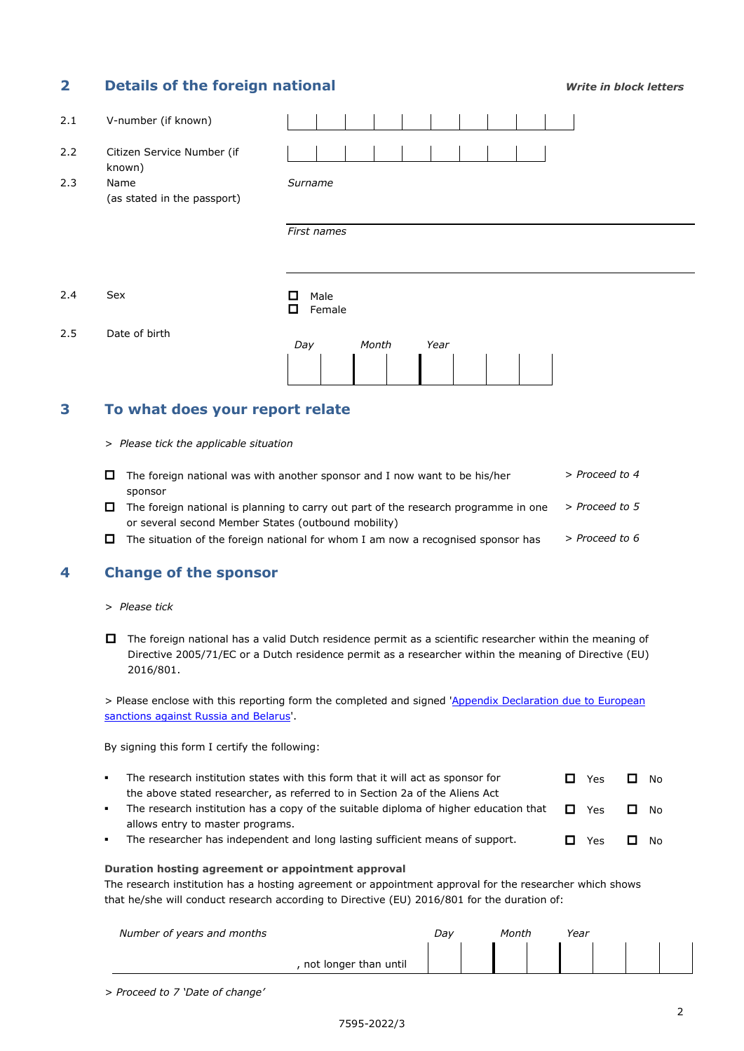## 2 Details of the foreign national

*Write in block letters*

2.1 V-number (if known)

2.2 Citizen Service Number (if known)

2.3 Name (as stated in the passport)

*Surname*

*First names*

2.4 Sex

- ☐ Male
- ☐ Female

2.5 Date of birth

*Day* *Month* *Year*

## 3 To what does your report relate

> *Please tick the applicable situation*

| | | |
|---|---|---|
| ☐ | The foreign national was with another sponsor and I now want to be his/her sponsor | *> Proceed to 4* |
| ☐ | The foreign national is planning to carry out part of the research programme in one or several second Member States (outbound mobility) | *> Proceed to 5* |
| ☐ | The situation of the foreign national for whom I am now a recognised sponsor has | *> Proceed to 6* |

## 4 Change of the sponsor

> *Please tick*

☐ The foreign national has a valid Dutch residence permit as a scientific researcher within the meaning of Directive 2005/71/EC or a Dutch residence permit as a researcher within the meaning of Directive (EU) 2016/801.

> Please enclose with this reporting form the completed and signed '[Appendix Declaration due to European sanctions against Russia and Belarus]'.

By signing this form I certify the following:

| | | |
|---|---|---|
| ▪ The research institution states with this form that it will act as sponsor for the above stated researcher, as referred to in Section 2a of the Aliens Act | ☐ Yes | ☐ No |
| ▪ The research institution has a copy of the suitable diploma of higher education that allows entry to master programs. | ☐ Yes | ☐ No |
| ▪ The researcher has independent and long lasting sufficient means of support. | ☐ Yes | ☐ No |

**Duration hosting agreement or appointment approval**
The research institution has a hosting agreement or appointment approval for the researcher which shows that he/she will conduct research according to Directive (EU) 2016/801 for the duration of:

*Number of years and months* , not longer than until *Day* *Month* *Year*

*> Proceed to 7 'Date of change'*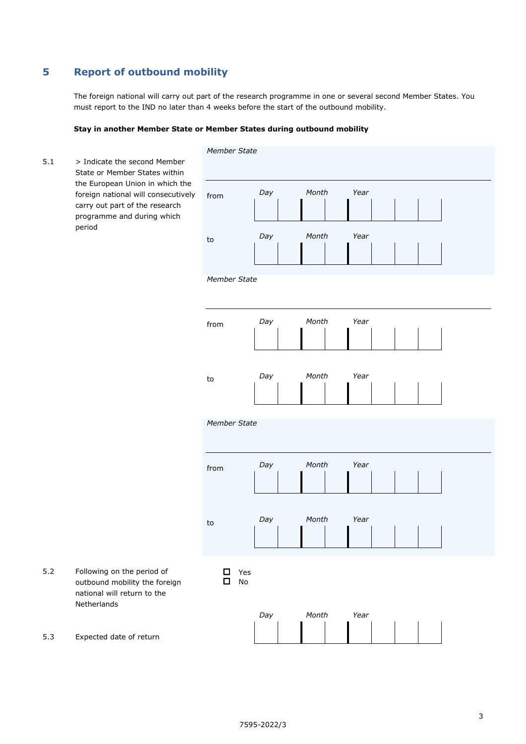## 5 Report of outbound mobility

The foreign national will carry out part of the research programme in one or several second Member States. You must report to the IND no later than 4 weeks before the start of the outbound mobility.

**Stay in another Member State or Member States during outbound mobility**

5.1 > Indicate the second Member State or Member States within the European Union in which the foreign national will consecutively carry out part of the research programme and during which period

*Member State*

from *Day* *Month* *Year*

to *Day* *Month* *Year*

*Member State*

from *Day* *Month* *Year*

to *Day* *Month* *Year*

*Member State*

from *Day* *Month* *Year*

to *Day* *Month* *Year*

5.2 Following on the period of outbound mobility the foreign national will return to the Netherlands

- ☐ Yes
- ☐ No

5.3 Expected date of return

*Day* *Month* *Year*

7595-2022/3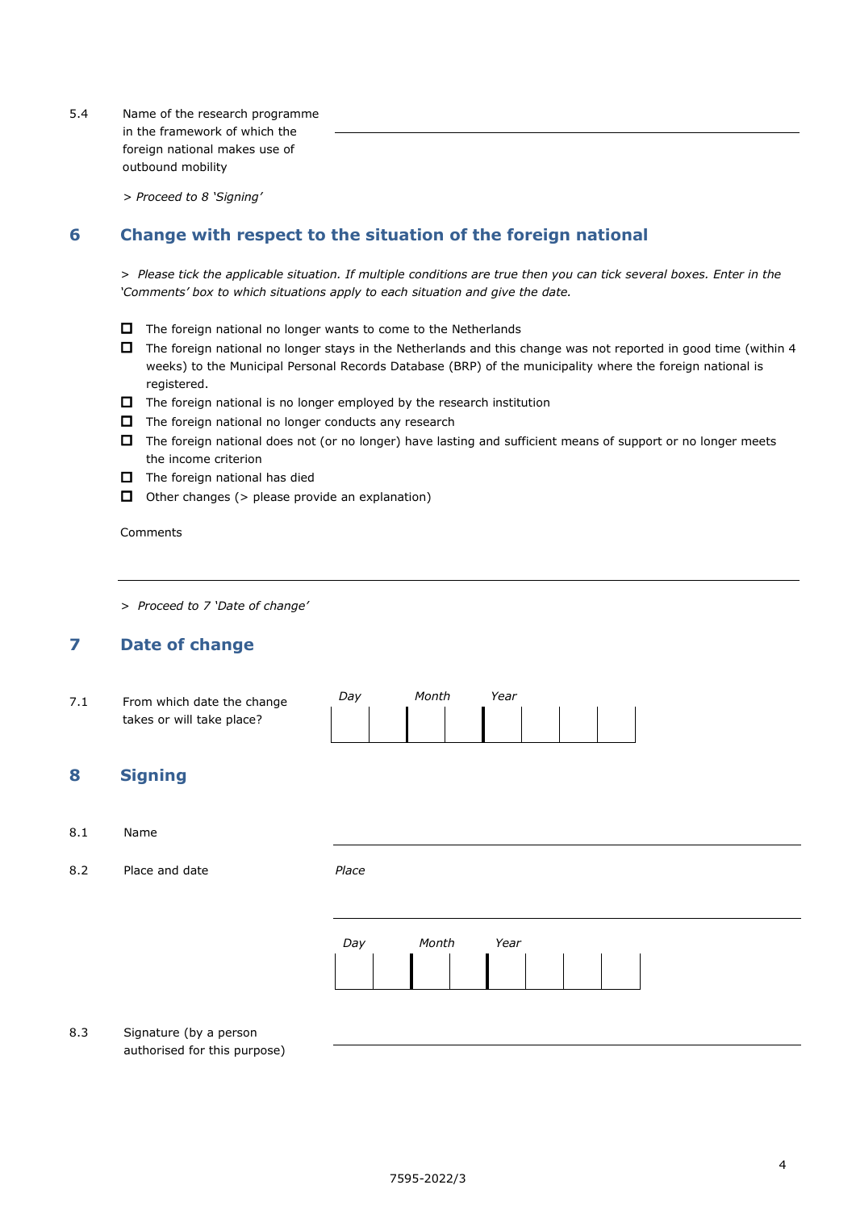5.4 Name of the research programme in the framework of which the foreign national makes use of outbound mobility

_______________________________________________

*> Proceed to 8 'Signing'*

## 6 Change with respect to the situation of the foreign national

*> Please tick the applicable situation. If multiple conditions are true then you can tick several boxes. Enter in the 'Comments' box to which situations apply to each situation and give the date.*

- ☐ The foreign national no longer wants to come to the Netherlands
- ☐ The foreign national no longer stays in the Netherlands and this change was not reported in good time (within 4 weeks) to the Municipal Personal Records Database (BRP) of the municipality where the foreign national is registered.
- ☐ The foreign national is no longer employed by the research institution
- ☐ The foreign national no longer conducts any research
- ☐ The foreign national does not (or no longer) have lasting and sufficient means of support or no longer meets the income criterion
- ☐ The foreign national has died
- ☐ Other changes (> please provide an explanation)

Comments

_______________________________________________

*> Proceed to 7 'Date of change'*

## 7 Date of change

7.1 From which date the change takes or will take place?

| *Day* | | *Month* | | *Year* | | | |
|---|---|---|---|---|---|---|---|
| | | | | | | | |

## 8 Signing

8.1 Name

_______________________________________________

8.2 Place and date

*Place*

_______________________________________________

| *Day* | | *Month* | | *Year* | | | |
|---|---|---|---|---|---|---|---|
| | | | | | | | |

8.3 Signature (by a person authorised for this purpose)

_______________________________________________

7595-2022/3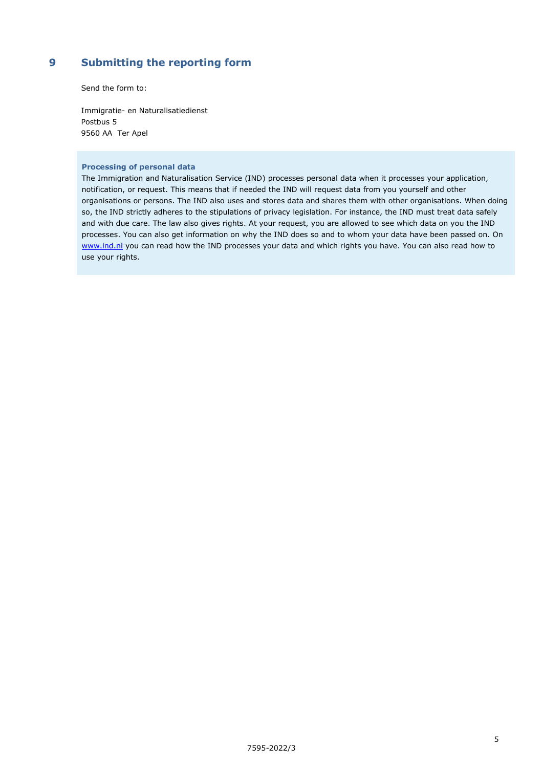## 9 Submitting the reporting form

Send the form to:

Immigratie- en Naturalisatiedienst
Postbus 5
9560 AA Ter Apel

**Processing of personal data**

The Immigration and Naturalisation Service (IND) processes personal data when it processes your application, notification, or request. This means that if needed the IND will request data from you yourself and other organisations or persons. The IND also uses and stores data and shares them with other organisations. When doing so, the IND strictly adheres to the stipulations of privacy legislation. For instance, the IND must treat data safely and with due care. The law also gives rights. At your request, you are allowed to see which data on you the IND processes. You can also get information on why the IND does so and to whom your data have been passed on. On www.ind.nl you can read how the IND processes your data and which rights you have. You can also read how to use your rights.

7595-2022/3